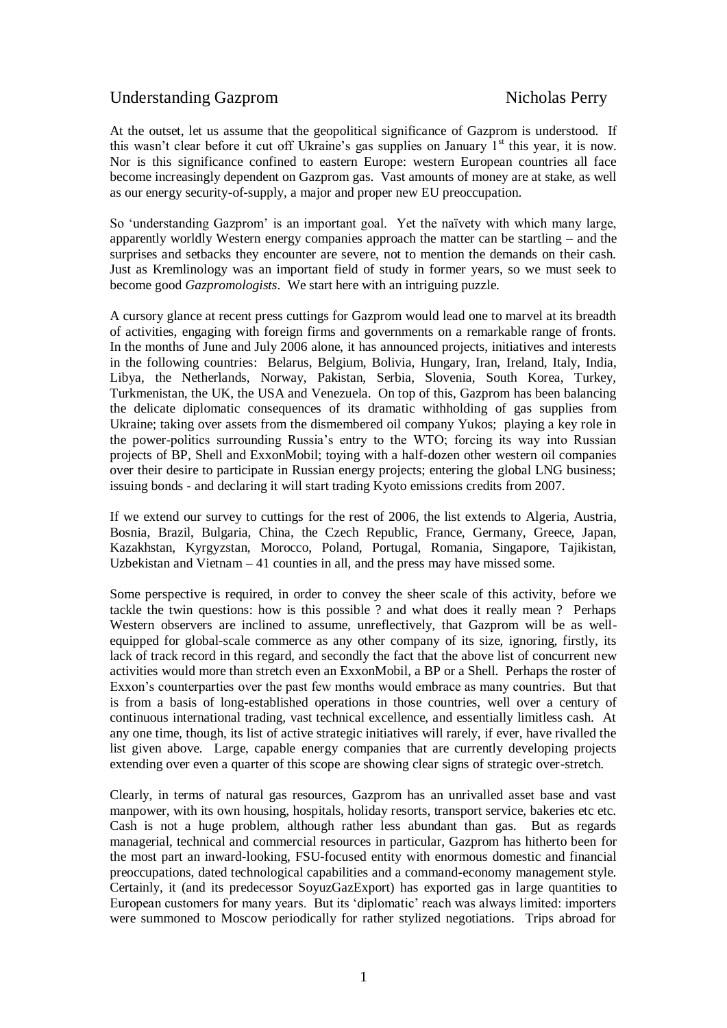# Understanding Gazprom

Nicholas Perry

At the outset, let us assume that the geopolitical significance of Gazprom is understood. If this wasn't clear before it cut off Ukraine's gas supplies on January 1st this year, it is now. Nor is this significance confined to eastern Europe: western European countries all face become increasingly dependent on Gazprom gas. Vast amounts of money are at stake, as well as our energy security-of-supply, a major and proper new EU preoccupation.

So 'understanding Gazprom' is an important goal. Yet the naïvety with which many large, apparently worldly Western energy companies approach the matter can be startling – and the surprises and setbacks they encounter are severe, not to mention the demands on their cash. Just as Kremlinology was an important field of study in former years, so we must seek to become good *Gazpromologists*. We start here with an intriguing puzzle.

A cursory glance at recent press cuttings for Gazprom would lead one to marvel at its breadth of activities, engaging with foreign firms and governments on a remarkable range of fronts. In the months of June and July 2006 alone, it has announced projects, initiatives and interests in the following countries: Belarus, Belgium, Bolivia, Hungary, Iran, Ireland, Italy, India, Libya, the Netherlands, Norway, Pakistan, Serbia, Slovenia, South Korea, Turkey, Turkmenistan, the UK, the USA and Venezuela. On top of this, Gazprom has been balancing the delicate diplomatic consequences of its dramatic withholding of gas supplies from Ukraine; taking over assets from the dismembered oil company Yukos; playing a key role in the power-politics surrounding Russia's entry to the WTO; forcing its way into Russian projects of BP, Shell and ExxonMobil; toying with a half-dozen other western oil companies over their desire to participate in Russian energy projects; entering the global LNG business; issuing bonds - and declaring it will start trading Kyoto emissions credits from 2007.

If we extend our survey to cuttings for the rest of 2006, the list extends to Algeria, Austria, Bosnia, Brazil, Bulgaria, China, the Czech Republic, France, Germany, Greece, Japan, Kazakhstan, Kyrgyzstan, Morocco, Poland, Portugal, Romania, Singapore, Tajikistan, Uzbekistan and Vietnam – 41 counties in all, and the press may have missed some.

Some perspective is required, in order to convey the sheer scale of this activity, before we tackle the twin questions: how is this possible ? and what does it really mean ? Perhaps Western observers are inclined to assume, unreflectively, that Gazprom will be as well-equipped for global-scale commerce as any other company of its size, ignoring, firstly, its lack of track record in this regard, and secondly the fact that the above list of concurrent new activities would more than stretch even an ExxonMobil, a BP or a Shell. Perhaps the roster of Exxon's counterparties over the past few months would embrace as many countries. But that is from a basis of long-established operations in those countries, well over a century of continuous international trading, vast technical excellence, and essentially limitless cash. At any one time, though, its list of active strategic initiatives will rarely, if ever, have rivalled the list given above. Large, capable energy companies that are currently developing projects extending over even a quarter of this scope are showing clear signs of strategic over-stretch.

Clearly, in terms of natural gas resources, Gazprom has an unrivalled asset base and vast manpower, with its own housing, hospitals, holiday resorts, transport service, bakeries etc etc. Cash is not a huge problem, although rather less abundant than gas. But as regards managerial, technical and commercial resources in particular, Gazprom has hitherto been for the most part an inward-looking, FSU-focused entity with enormous domestic and financial preoccupations, dated technological capabilities and a command-economy management style. Certainly, it (and its predecessor SoyuzGazExport) has exported gas in large quantities to European customers for many years. But its 'diplomatic' reach was always limited: importers were summoned to Moscow periodically for rather stylized negotiations. Trips abroad for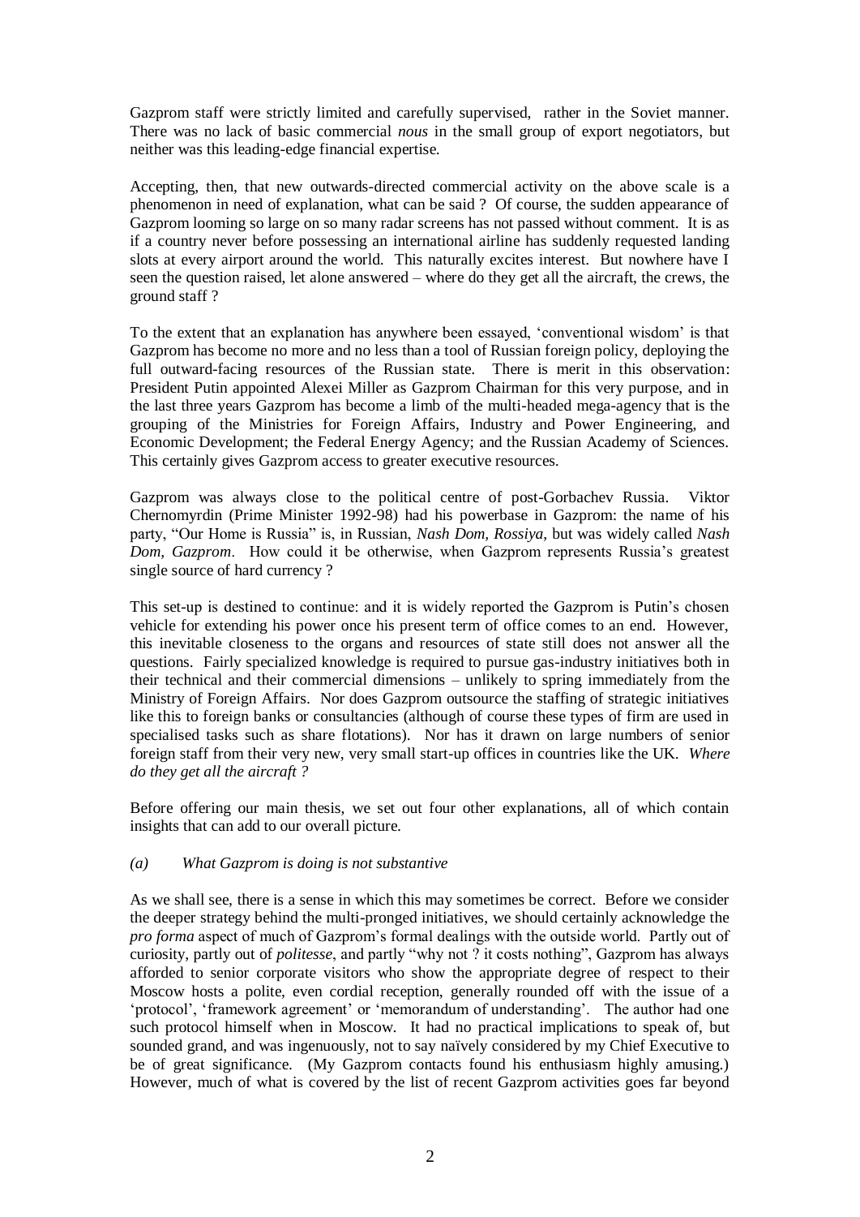Gazprom staff were strictly limited and carefully supervised, rather in the Soviet manner. There was no lack of basic commercial *nous* in the small group of export negotiators, but neither was this leading-edge financial expertise.

Accepting, then, that new outwards-directed commercial activity on the above scale is a phenomenon in need of explanation, what can be said ? Of course, the sudden appearance of Gazprom looming so large on so many radar screens has not passed without comment. It is as if a country never before possessing an international airline has suddenly requested landing slots at every airport around the world. This naturally excites interest. But nowhere have I seen the question raised, let alone answered – where do they get all the aircraft, the crews, the ground staff ?

To the extent that an explanation has anywhere been essayed, 'conventional wisdom' is that Gazprom has become no more and no less than a tool of Russian foreign policy, deploying the full outward-facing resources of the Russian state. There is merit in this observation: President Putin appointed Alexei Miller as Gazprom Chairman for this very purpose, and in the last three years Gazprom has become a limb of the multi-headed mega-agency that is the grouping of the Ministries for Foreign Affairs, Industry and Power Engineering, and Economic Development; the Federal Energy Agency; and the Russian Academy of Sciences. This certainly gives Gazprom access to greater executive resources.

Gazprom was always close to the political centre of post-Gorbachev Russia. Viktor Chernomyrdin (Prime Minister 1992-98) had his powerbase in Gazprom: the name of his party, "Our Home is Russia" is, in Russian, *Nash Dom, Rossiya,* but was widely called *Nash Dom, Gazprom*. How could it be otherwise, when Gazprom represents Russia's greatest single source of hard currency ?

This set-up is destined to continue: and it is widely reported the Gazprom is Putin's chosen vehicle for extending his power once his present term of office comes to an end. However, this inevitable closeness to the organs and resources of state still does not answer all the questions. Fairly specialized knowledge is required to pursue gas-industry initiatives both in their technical and their commercial dimensions – unlikely to spring immediately from the Ministry of Foreign Affairs. Nor does Gazprom outsource the staffing of strategic initiatives like this to foreign banks or consultancies (although of course these types of firm are used in specialised tasks such as share flotations). Nor has it drawn on large numbers of senior foreign staff from their very new, very small start-up offices in countries like the UK. *Where do they get all the aircraft ?*

Before offering our main thesis, we set out four other explanations, all of which contain insights that can add to our overall picture.

*(a) What Gazprom is doing is not substantive*

As we shall see, there is a sense in which this may sometimes be correct. Before we consider the deeper strategy behind the multi-pronged initiatives, we should certainly acknowledge the *pro forma* aspect of much of Gazprom's formal dealings with the outside world. Partly out of curiosity, partly out of *politesse*, and partly "why not ? it costs nothing", Gazprom has always afforded to senior corporate visitors who show the appropriate degree of respect to their Moscow hosts a polite, even cordial reception, generally rounded off with the issue of a 'protocol', 'framework agreement' or 'memorandum of understanding'. The author had one such protocol himself when in Moscow. It had no practical implications to speak of, but sounded grand, and was ingenuously, not to say naïvely considered by my Chief Executive to be of great significance. (My Gazprom contacts found his enthusiasm highly amusing.) However, much of what is covered by the list of recent Gazprom activities goes far beyond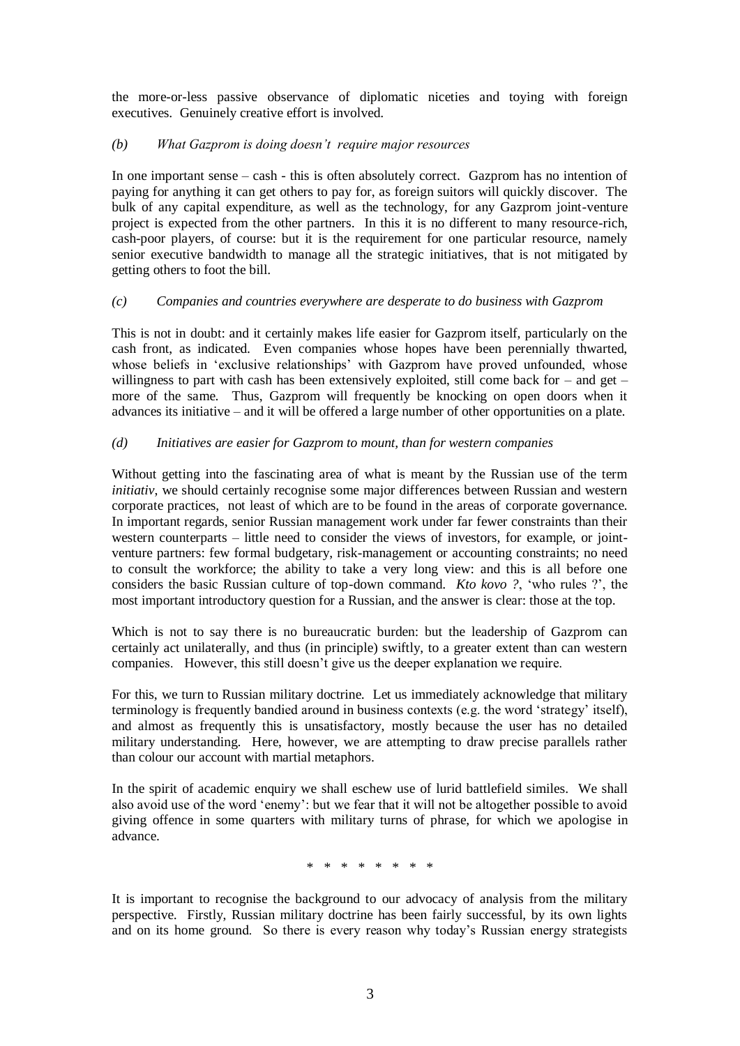the more-or-less passive observance of diplomatic niceties and toying with foreign executives. Genuinely creative effort is involved.

*(b) What Gazprom is doing doesn't require major resources*

In one important sense – cash - this is often absolutely correct. Gazprom has no intention of paying for anything it can get others to pay for, as foreign suitors will quickly discover. The bulk of any capital expenditure, as well as the technology, for any Gazprom joint-venture project is expected from the other partners. In this it is no different to many resource-rich, cash-poor players, of course: but it is the requirement for one particular resource, namely senior executive bandwidth to manage all the strategic initiatives, that is not mitigated by getting others to foot the bill.

*(c) Companies and countries everywhere are desperate to do business with Gazprom*

This is not in doubt: and it certainly makes life easier for Gazprom itself, particularly on the cash front, as indicated. Even companies whose hopes have been perennially thwarted, whose beliefs in 'exclusive relationships' with Gazprom have proved unfounded, whose willingness to part with cash has been extensively exploited, still come back for – and get – more of the same. Thus, Gazprom will frequently be knocking on open doors when it advances its initiative – and it will be offered a large number of other opportunities on a plate.

*(d) Initiatives are easier for Gazprom to mount, than for western companies*

Without getting into the fascinating area of what is meant by the Russian use of the term *initiativ*, we should certainly recognise some major differences between Russian and western corporate practices, not least of which are to be found in the areas of corporate governance. In important regards, senior Russian management work under far fewer constraints than their western counterparts – little need to consider the views of investors, for example, or joint-venture partners: few formal budgetary, risk-management or accounting constraints; no need to consult the workforce; the ability to take a very long view: and this is all before one considers the basic Russian culture of top-down command. *Kto kovo ?*, 'who rules ?', the most important introductory question for a Russian, and the answer is clear: those at the top.

Which is not to say there is no bureaucratic burden: but the leadership of Gazprom can certainly act unilaterally, and thus (in principle) swiftly, to a greater extent than can western companies. However, this still doesn't give us the deeper explanation we require.

For this, we turn to Russian military doctrine. Let us immediately acknowledge that military terminology is frequently bandied around in business contexts (e.g. the word 'strategy' itself), and almost as frequently this is unsatisfactory, mostly because the user has no detailed military understanding. Here, however, we are attempting to draw precise parallels rather than colour our account with martial metaphors.

In the spirit of academic enquiry we shall eschew use of lurid battlefield similes. We shall also avoid use of the word 'enemy': but we fear that it will not be altogether possible to avoid giving offence in some quarters with military turns of phrase, for which we apologise in advance.

\* \* \* \* \* \* \* \*

It is important to recognise the background to our advocacy of analysis from the military perspective. Firstly, Russian military doctrine has been fairly successful, by its own lights and on its home ground. So there is every reason why today's Russian energy strategists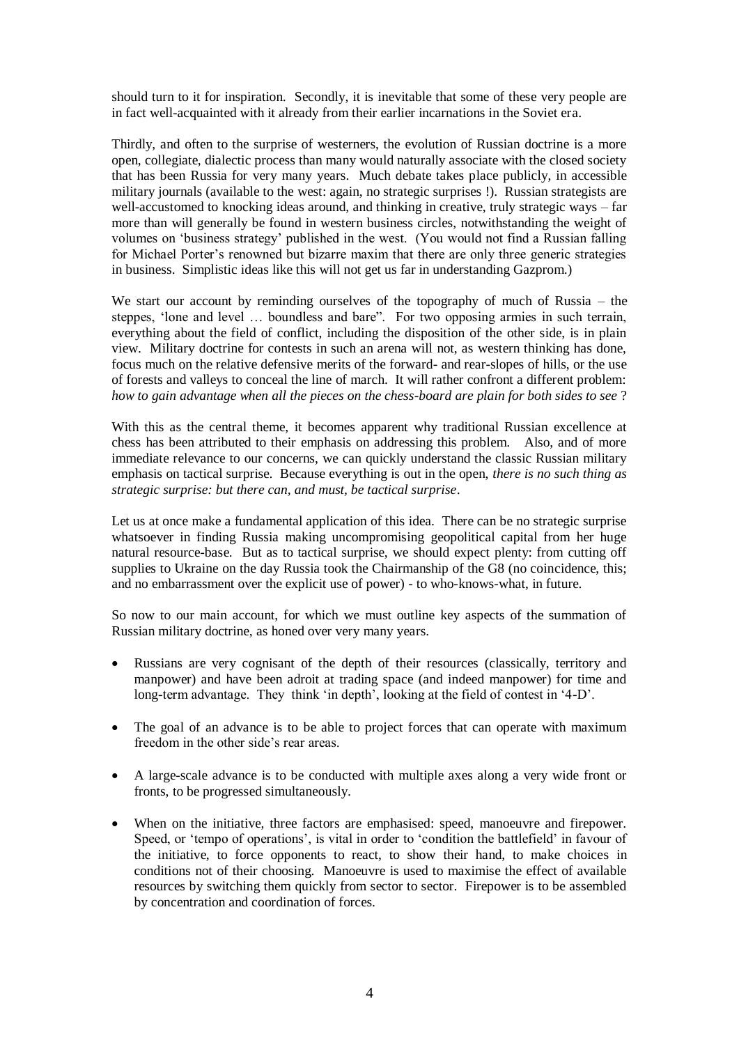should turn to it for inspiration. Secondly, it is inevitable that some of these very people are in fact well-acquainted with it already from their earlier incarnations in the Soviet era.

Thirdly, and often to the surprise of westerners, the evolution of Russian doctrine is a more open, collegiate, dialectic process than many would naturally associate with the closed society that has been Russia for very many years. Much debate takes place publicly, in accessible military journals (available to the west: again, no strategic surprises !). Russian strategists are well-accustomed to knocking ideas around, and thinking in creative, truly strategic ways – far more than will generally be found in western business circles, notwithstanding the weight of volumes on 'business strategy' published in the west. (You would not find a Russian falling for Michael Porter's renowned but bizarre maxim that there are only three generic strategies in business. Simplistic ideas like this will not get us far in understanding Gazprom.)

We start our account by reminding ourselves of the topography of much of Russia – the steppes, 'lone and level … boundless and bare". For two opposing armies in such terrain, everything about the field of conflict, including the disposition of the other side, is in plain view. Military doctrine for contests in such an arena will not, as western thinking has done, focus much on the relative defensive merits of the forward- and rear-slopes of hills, or the use of forests and valleys to conceal the line of march. It will rather confront a different problem: *how to gain advantage when all the pieces on the chess-board are plain for both sides to see* ?

With this as the central theme, it becomes apparent why traditional Russian excellence at chess has been attributed to their emphasis on addressing this problem. Also, and of more immediate relevance to our concerns, we can quickly understand the classic Russian military emphasis on tactical surprise. Because everything is out in the open, *there is no such thing as strategic surprise: but there can, and must, be tactical surprise*.

Let us at once make a fundamental application of this idea. There can be no strategic surprise whatsoever in finding Russia making uncompromising geopolitical capital from her huge natural resource-base. But as to tactical surprise, we should expect plenty: from cutting off supplies to Ukraine on the day Russia took the Chairmanship of the G8 (no coincidence, this; and no embarrassment over the explicit use of power) - to who-knows-what, in future.

So now to our main account, for which we must outline key aspects of the summation of Russian military doctrine, as honed over very many years.

- Russians are very cognisant of the depth of their resources (classically, territory and manpower) and have been adroit at trading space (and indeed manpower) for time and long-term advantage. They think 'in depth', looking at the field of contest in '4-D'.
- The goal of an advance is to be able to project forces that can operate with maximum freedom in the other side's rear areas.
- A large-scale advance is to be conducted with multiple axes along a very wide front or fronts, to be progressed simultaneously.
- When on the initiative, three factors are emphasised: speed, manoeuvre and firepower. Speed, or 'tempo of operations', is vital in order to 'condition the battlefield' in favour of the initiative, to force opponents to react, to show their hand, to make choices in conditions not of their choosing. Manoeuvre is used to maximise the effect of available resources by switching them quickly from sector to sector. Firepower is to be assembled by concentration and coordination of forces.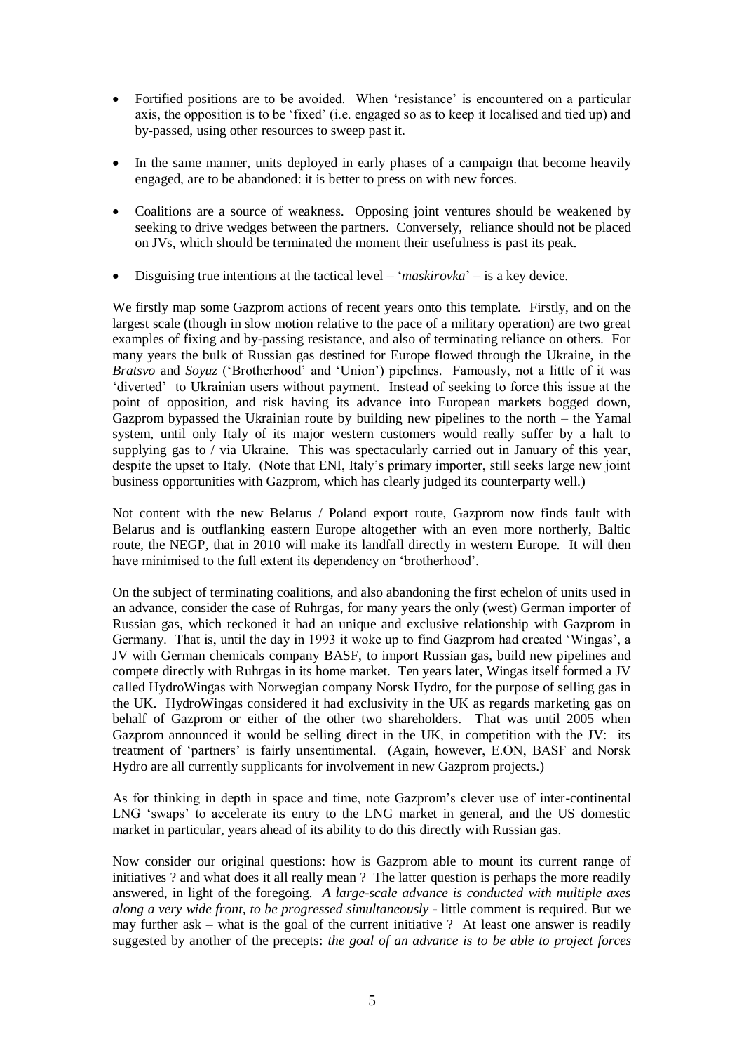- Fortified positions are to be avoided. When 'resistance' is encountered on a particular axis, the opposition is to be 'fixed' (i.e. engaged so as to keep it localised and tied up) and by-passed, using other resources to sweep past it.

- In the same manner, units deployed in early phases of a campaign that become heavily engaged, are to be abandoned: it is better to press on with new forces.

- Coalitions are a source of weakness. Opposing joint ventures should be weakened by seeking to drive wedges between the partners. Conversely, reliance should not be placed on JVs, which should be terminated the moment their usefulness is past its peak.

- Disguising true intentions at the tactical level – '*maskirovka*' – is a key device.

We firstly map some Gazprom actions of recent years onto this template. Firstly, and on the largest scale (though in slow motion relative to the pace of a military operation) are two great examples of fixing and by-passing resistance, and also of terminating reliance on others. For many years the bulk of Russian gas destined for Europe flowed through the Ukraine, in the *Bratsvo* and *Soyuz* ('Brotherhood' and 'Union') pipelines. Famously, not a little of it was 'diverted' to Ukrainian users without payment. Instead of seeking to force this issue at the point of opposition, and risk having its advance into European markets bogged down, Gazprom bypassed the Ukrainian route by building new pipelines to the north – the Yamal system, until only Italy of its major western customers would really suffer by a halt to supplying gas to / via Ukraine. This was spectacularly carried out in January of this year, despite the upset to Italy. (Note that ENI, Italy's primary importer, still seeks large new joint business opportunities with Gazprom, which has clearly judged its counterparty well.)

Not content with the new Belarus / Poland export route, Gazprom now finds fault with Belarus and is outflanking eastern Europe altogether with an even more northerly, Baltic route, the NEGP, that in 2010 will make its landfall directly in western Europe. It will then have minimised to the full extent its dependency on 'brotherhood'.

On the subject of terminating coalitions, and also abandoning the first echelon of units used in an advance, consider the case of Ruhrgas, for many years the only (west) German importer of Russian gas, which reckoned it had an unique and exclusive relationship with Gazprom in Germany. That is, until the day in 1993 it woke up to find Gazprom had created 'Wingas', a JV with German chemicals company BASF, to import Russian gas, build new pipelines and compete directly with Ruhrgas in its home market. Ten years later, Wingas itself formed a JV called HydroWingas with Norwegian company Norsk Hydro, for the purpose of selling gas in the UK. HydroWingas considered it had exclusivity in the UK as regards marketing gas on behalf of Gazprom or either of the other two shareholders. That was until 2005 when Gazprom announced it would be selling direct in the UK, in competition with the JV: its treatment of 'partners' is fairly unsentimental. (Again, however, E.ON, BASF and Norsk Hydro are all currently supplicants for involvement in new Gazprom projects.)

As for thinking in depth in space and time, note Gazprom's clever use of inter-continental LNG 'swaps' to accelerate its entry to the LNG market in general, and the US domestic market in particular, years ahead of its ability to do this directly with Russian gas.

Now consider our original questions: how is Gazprom able to mount its current range of initiatives ? and what does it all really mean ? The latter question is perhaps the more readily answered, in light of the foregoing. *A large-scale advance is conducted with multiple axes along a very wide front, to be progressed simultaneously* - little comment is required. But we may further ask – what is the goal of the current initiative ? At least one answer is readily suggested by another of the precepts: *the goal of an advance is to be able to project forces*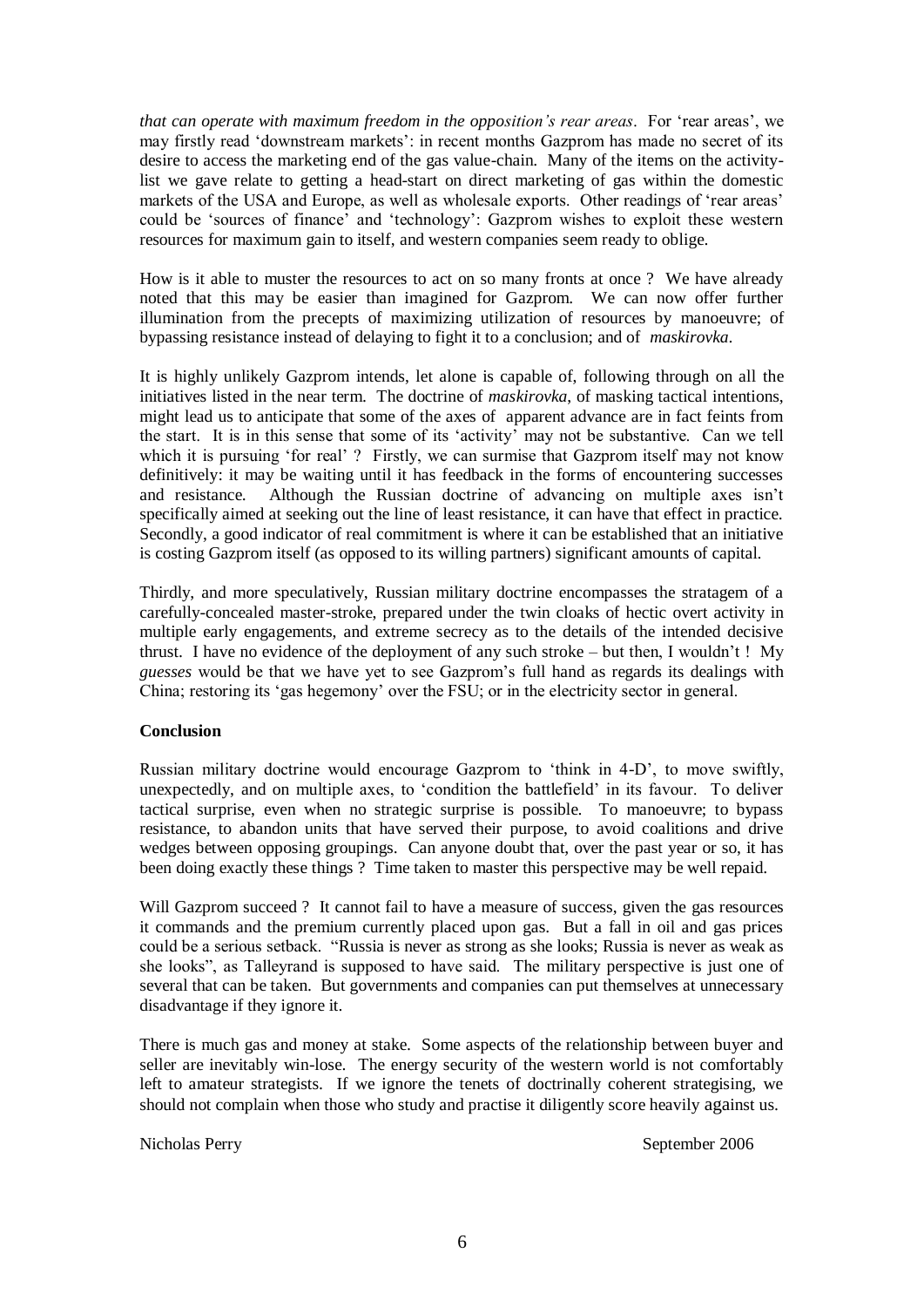*that can operate with maximum freedom in the opposition's rear areas*. For 'rear areas', we may firstly read 'downstream markets': in recent months Gazprom has made no secret of its desire to access the marketing end of the gas value-chain. Many of the items on the activity-list we gave relate to getting a head-start on direct marketing of gas within the domestic markets of the USA and Europe, as well as wholesale exports. Other readings of 'rear areas' could be 'sources of finance' and 'technology': Gazprom wishes to exploit these western resources for maximum gain to itself, and western companies seem ready to oblige.

How is it able to muster the resources to act on so many fronts at once ? We have already noted that this may be easier than imagined for Gazprom. We can now offer further illumination from the precepts of maximizing utilization of resources by manoeuvre; of bypassing resistance instead of delaying to fight it to a conclusion; and of *maskirovka*.

It is highly unlikely Gazprom intends, let alone is capable of, following through on all the initiatives listed in the near term. The doctrine of *maskirovka*, of masking tactical intentions, might lead us to anticipate that some of the axes of apparent advance are in fact feints from the start. It is in this sense that some of its 'activity' may not be substantive. Can we tell which it is pursuing 'for real' ? Firstly, we can surmise that Gazprom itself may not know definitively: it may be waiting until it has feedback in the forms of encountering successes and resistance. Although the Russian doctrine of advancing on multiple axes isn't specifically aimed at seeking out the line of least resistance, it can have that effect in practice. Secondly, a good indicator of real commitment is where it can be established that an initiative is costing Gazprom itself (as opposed to its willing partners) significant amounts of capital.

Thirdly, and more speculatively, Russian military doctrine encompasses the stratagem of a carefully-concealed master-stroke, prepared under the twin cloaks of hectic overt activity in multiple early engagements, and extreme secrecy as to the details of the intended decisive thrust. I have no evidence of the deployment of any such stroke – but then, I wouldn't ! My *guesses* would be that we have yet to see Gazprom's full hand as regards its dealings with China; restoring its 'gas hegemony' over the FSU; or in the electricity sector in general.

**Conclusion**

Russian military doctrine would encourage Gazprom to 'think in 4-D', to move swiftly, unexpectedly, and on multiple axes, to 'condition the battlefield' in its favour. To deliver tactical surprise, even when no strategic surprise is possible. To manoeuvre; to bypass resistance, to abandon units that have served their purpose, to avoid coalitions and drive wedges between opposing groupings. Can anyone doubt that, over the past year or so, it has been doing exactly these things ? Time taken to master this perspective may be well repaid.

Will Gazprom succeed ? It cannot fail to have a measure of success, given the gas resources it commands and the premium currently placed upon gas. But a fall in oil and gas prices could be a serious setback. "Russia is never as strong as she looks; Russia is never as weak as she looks", as Talleyrand is supposed to have said. The military perspective is just one of several that can be taken. But governments and companies can put themselves at unnecessary disadvantage if they ignore it.

There is much gas and money at stake. Some aspects of the relationship between buyer and seller are inevitably win-lose. The energy security of the western world is not comfortably left to amateur strategists. If we ignore the tenets of doctrinally coherent strategising, we should not complain when those who study and practise it diligently score heavily against us.

Nicholas Perry September 2006